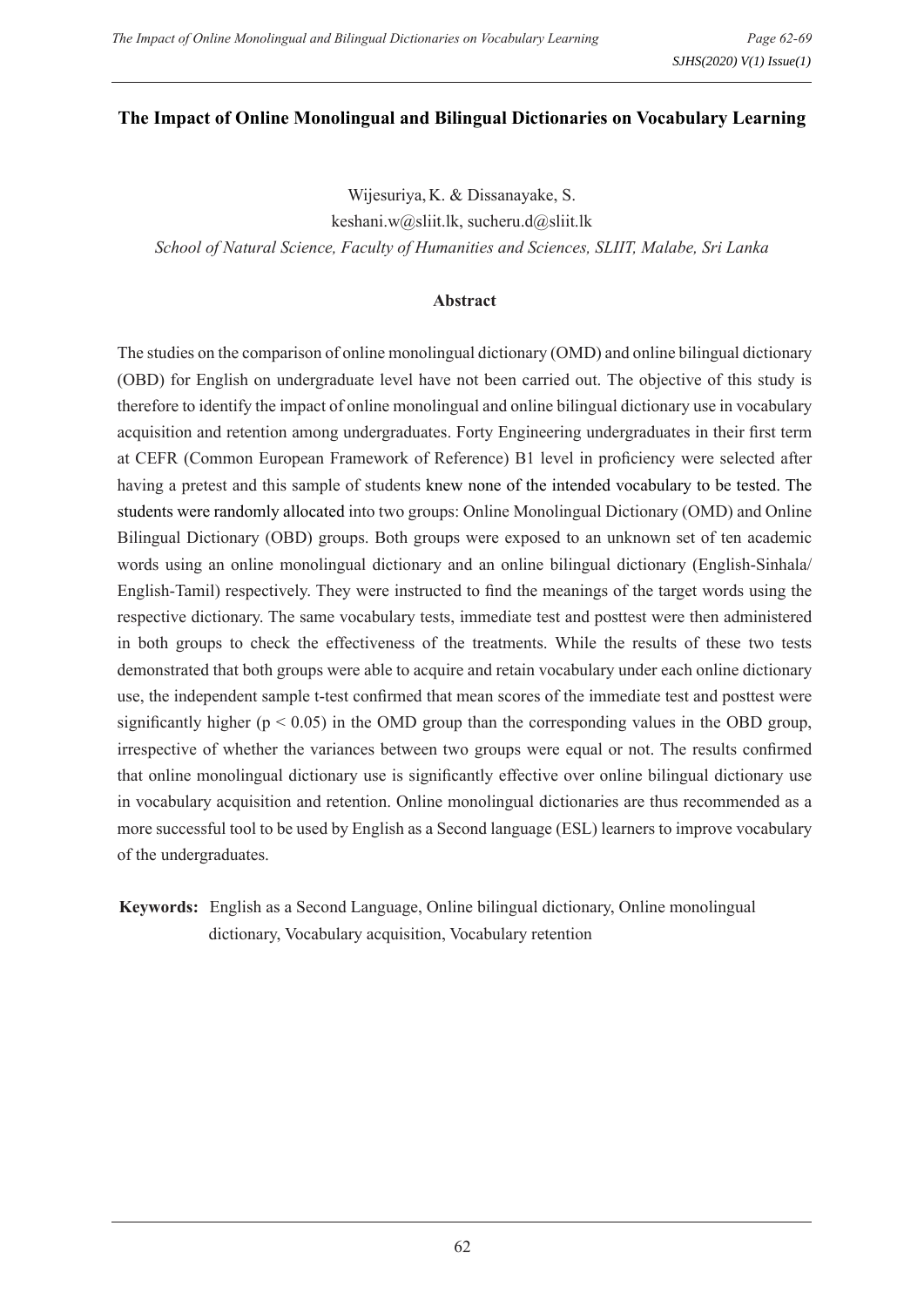# The Impact of Online Monolingual and Bilingual Dictionaries on Vocabulary Learning

Wijesuriya, K. & Dissanayake, S.

keshani.w@sliit.lk, sucheru.d@sliit.lk

*School of Natural Science, Faculty of Humanities and Sciences, SLIIT, Malabe, Sri Lanka*

## Abstract

The studies on the comparison of online monolingual dictionary (OMD) and online bilingual dictionary (OBD) for English on undergraduate level have not been carried out. The objective of this study is therefore to identify the impact of online monolingual and online bilingual dictionary use in vocabulary acquisition and retention among undergraduates. Forty Engineering undergraduates in their first term at CEFR (Common European Framework of Reference) B1 level in proficiency were selected after having a pretest and this sample of students knew none of the intended vocabulary to be tested. The students were randomly allocated into two groups: Online Monolingual Dictionary (OMD) and Online Bilingual Dictionary (OBD) groups. Both groups were exposed to an unknown set of ten academic words using an online monolingual dictionary and an online bilingual dictionary (English-Sinhala/ English-Tamil) respectively. They were instructed to find the meanings of the target words using the respective dictionary. The same vocabulary tests, immediate test and posttest were then administered in both groups to check the effectiveness of the treatments. While the results of these two tests demonstrated that both groups were able to acquire and retain vocabulary under each online dictionary use, the independent sample t-test confirmed that mean scores of the immediate test and posttest were significantly higher ($p < 0.05$) in the OMD group than the corresponding values in the OBD group, irrespective of whether the variances between two groups were equal or not. The results confirmed that online monolingual dictionary use is significantly effective over online bilingual dictionary use in vocabulary acquisition and retention. Online monolingual dictionaries are thus recommended as a more successful tool to be used by English as a Second language (ESL) learners to improve vocabulary of the undergraduates.

**Keywords:** English as a Second Language, Online bilingual dictionary, Online monolingual dictionary, Vocabulary acquisition, Vocabulary retention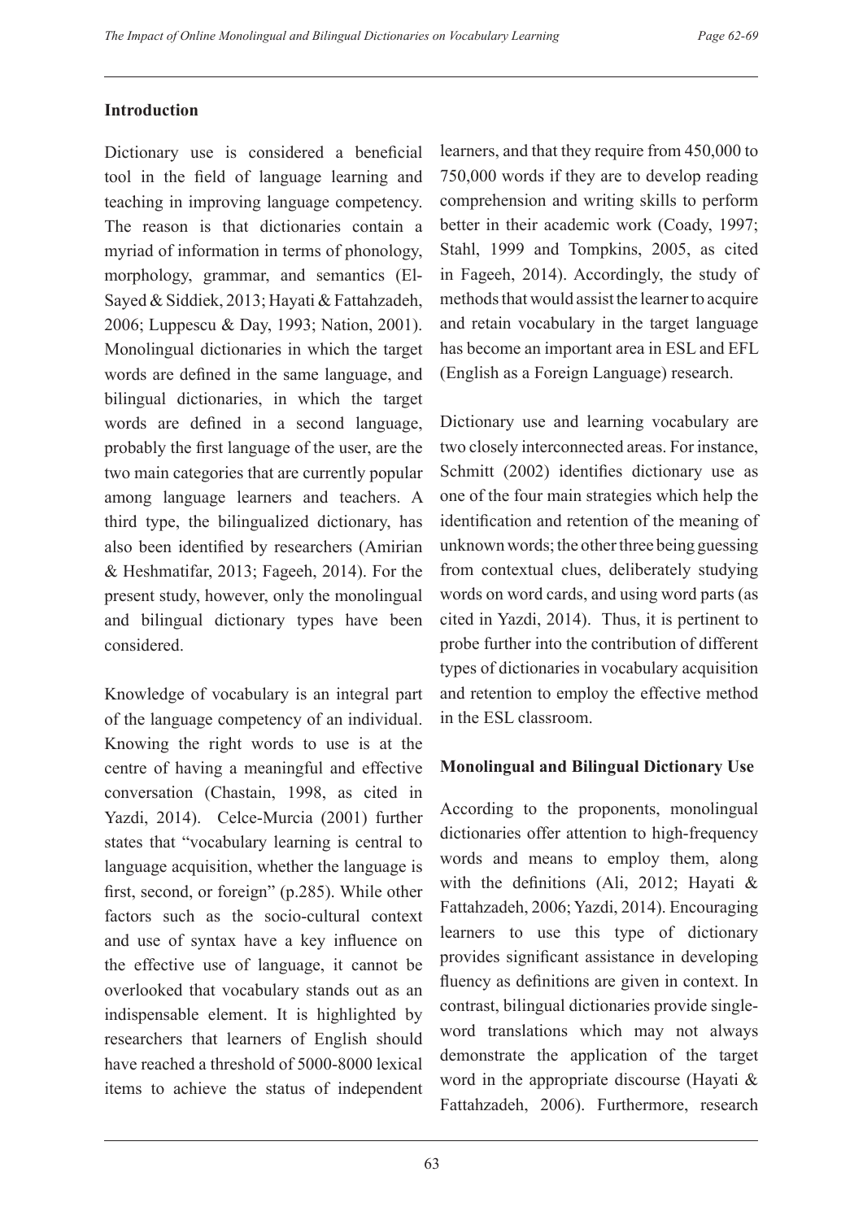## Introduction

Dictionary use is considered a beneficial tool in the field of language learning and teaching in improving language competency. The reason is that dictionaries contain a myriad of information in terms of phonology, morphology, grammar, and semantics (El-Sayed & Siddiek, 2013; Hayati & Fattahzadeh, 2006; Luppescu & Day, 1993; Nation, 2001). Monolingual dictionaries in which the target words are defined in the same language, and bilingual dictionaries, in which the target words are defined in a second language, probably the first language of the user, are the two main categories that are currently popular among language learners and teachers. A third type, the bilingualized dictionary, has also been identified by researchers (Amirian & Heshmatifar, 2013; Fageeh, 2014). For the present study, however, only the monolingual and bilingual dictionary types have been considered.

Knowledge of vocabulary is an integral part of the language competency of an individual. Knowing the right words to use is at the centre of having a meaningful and effective conversation (Chastain, 1998, as cited in Yazdi, 2014). Celce-Murcia (2001) further states that "vocabulary learning is central to language acquisition, whether the language is first, second, or foreign" (p.285). While other factors such as the socio-cultural context and use of syntax have a key influence on the effective use of language, it cannot be overlooked that vocabulary stands out as an indispensable element. It is highlighted by researchers that learners of English should have reached a threshold of 5000-8000 lexical items to achieve the status of independent learners, and that they require from 450,000 to 750,000 words if they are to develop reading comprehension and writing skills to perform better in their academic work (Coady, 1997; Stahl, 1999 and Tompkins, 2005, as cited in Fageeh, 2014). Accordingly, the study of methods that would assist the learner to acquire and retain vocabulary in the target language has become an important area in ESL and EFL (English as a Foreign Language) research.

Dictionary use and learning vocabulary are two closely interconnected areas. For instance, Schmitt (2002) identifies dictionary use as one of the four main strategies which help the identification and retention of the meaning of unknown words; the other three being guessing from contextual clues, deliberately studying words on word cards, and using word parts (as cited in Yazdi, 2014). Thus, it is pertinent to probe further into the contribution of different types of dictionaries in vocabulary acquisition and retention to employ the effective method in the ESL classroom.

## Monolingual and Bilingual Dictionary Use

According to the proponents, monolingual dictionaries offer attention to high-frequency words and means to employ them, along with the definitions (Ali, 2012; Hayati & Fattahzadeh, 2006; Yazdi, 2014). Encouraging learners to use this type of dictionary provides significant assistance in developing fluency as definitions are given in context. In contrast, bilingual dictionaries provide single-word translations which may not always demonstrate the application of the target word in the appropriate discourse (Hayati & Fattahzadeh, 2006). Furthermore, research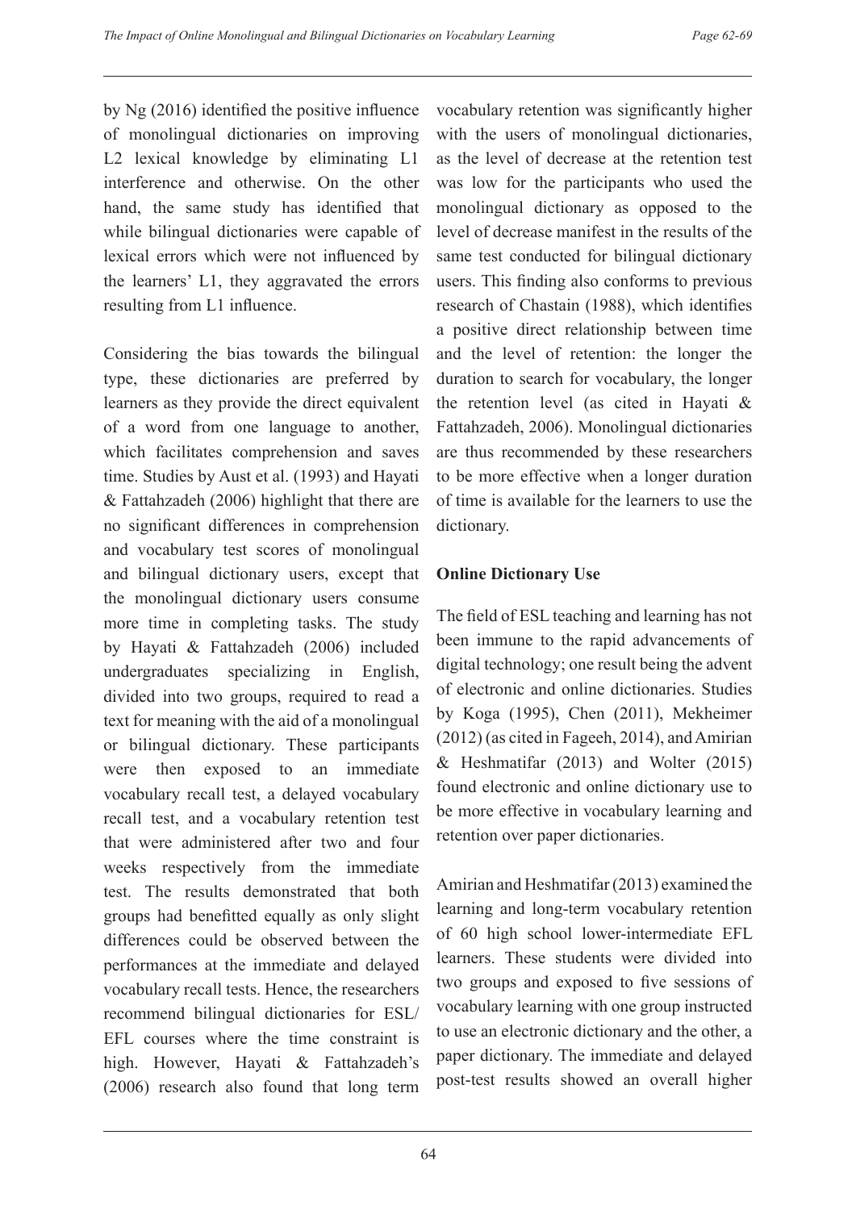by Ng (2016) identified the positive influence of monolingual dictionaries on improving L2 lexical knowledge by eliminating L1 interference and otherwise. On the other hand, the same study has identified that while bilingual dictionaries were capable of lexical errors which were not influenced by the learners' L1, they aggravated the errors resulting from L1 influence.

Considering the bias towards the bilingual type, these dictionaries are preferred by learners as they provide the direct equivalent of a word from one language to another, which facilitates comprehension and saves time. Studies by Aust et al. (1993) and Hayati & Fattahzadeh (2006) highlight that there are no significant differences in comprehension and vocabulary test scores of monolingual and bilingual dictionary users, except that the monolingual dictionary users consume more time in completing tasks. The study by Hayati & Fattahzadeh (2006) included undergraduates specializing in English, divided into two groups, required to read a text for meaning with the aid of a monolingual or bilingual dictionary. These participants were then exposed to an immediate vocabulary recall test, a delayed vocabulary recall test, and a vocabulary retention test that were administered after two and four weeks respectively from the immediate test. The results demonstrated that both groups had benefitted equally as only slight differences could be observed between the performances at the immediate and delayed vocabulary recall tests. Hence, the researchers recommend bilingual dictionaries for ESL/EFL courses where the time constraint is high. However, Hayati & Fattahzadeh's (2006) research also found that long term vocabulary retention was significantly higher with the users of monolingual dictionaries, as the level of decrease at the retention test was low for the participants who used the monolingual dictionary as opposed to the level of decrease manifest in the results of the same test conducted for bilingual dictionary users. This finding also conforms to previous research of Chastain (1988), which identifies a positive direct relationship between time and the level of retention: the longer the duration to search for vocabulary, the longer the retention level (as cited in Hayati & Fattahzadeh, 2006). Monolingual dictionaries are thus recommended by these researchers to be more effective when a longer duration of time is available for the learners to use the dictionary.

**Online Dictionary Use**

The field of ESL teaching and learning has not been immune to the rapid advancements of digital technology; one result being the advent of electronic and online dictionaries. Studies by Koga (1995), Chen (2011), Mekheimer (2012) (as cited in Fageeh, 2014), and Amirian & Heshmatifar (2013) and Wolter (2015) found electronic and online dictionary use to be more effective in vocabulary learning and retention over paper dictionaries.

Amirian and Heshmatifar (2013) examined the learning and long-term vocabulary retention of 60 high school lower-intermediate EFL learners. These students were divided into two groups and exposed to five sessions of vocabulary learning with one group instructed to use an electronic dictionary and the other, a paper dictionary. The immediate and delayed post-test results showed an overall higher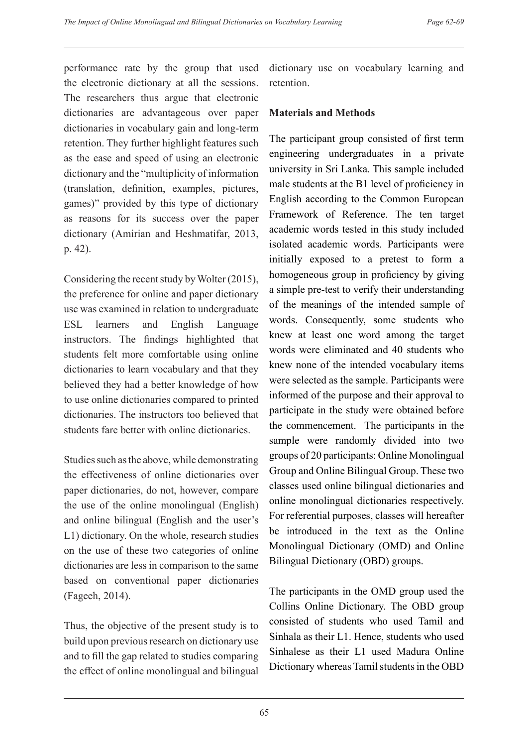performance rate by the group that used the electronic dictionary at all the sessions. The researchers thus argue that electronic dictionaries are advantageous over paper dictionaries in vocabulary gain and long-term retention. They further highlight features such as the ease and speed of using an electronic dictionary and the "multiplicity of information (translation, definition, examples, pictures, games)" provided by this type of dictionary as reasons for its success over the paper dictionary (Amirian and Heshmatifar, 2013, p. 42).

Considering the recent study by Wolter (2015), the preference for online and paper dictionary use was examined in relation to undergraduate ESL learners and English Language instructors. The findings highlighted that students felt more comfortable using online dictionaries to learn vocabulary and that they believed they had a better knowledge of how to use online dictionaries compared to printed dictionaries. The instructors too believed that students fare better with online dictionaries.

Studies such as the above, while demonstrating the effectiveness of online dictionaries over paper dictionaries, do not, however, compare the use of the online monolingual (English) and online bilingual (English and the user's L1) dictionary. On the whole, research studies on the use of these two categories of online dictionaries are less in comparison to the same based on conventional paper dictionaries (Fageeh, 2014).

Thus, the objective of the present study is to build upon previous research on dictionary use and to fill the gap related to studies comparing the effect of online monolingual and bilingual dictionary use on vocabulary learning and retention.

**Materials and Methods**

The participant group consisted of first term engineering undergraduates in a private university in Sri Lanka. This sample included male students at the B1 level of proficiency in English according to the Common European Framework of Reference. The ten target academic words tested in this study included isolated academic words. Participants were initially exposed to a pretest to form a homogeneous group in proficiency by giving a simple pre-test to verify their understanding of the meanings of the intended sample of words. Consequently, some students who knew at least one word among the target words were eliminated and 40 students who knew none of the intended vocabulary items were selected as the sample. Participants were informed of the purpose and their approval to participate in the study were obtained before the commencement. The participants in the sample were randomly divided into two groups of 20 participants: Online Monolingual Group and Online Bilingual Group. These two classes used online bilingual dictionaries and online monolingual dictionaries respectively. For referential purposes, classes will hereafter be introduced in the text as the Online Monolingual Dictionary (OMD) and Online Bilingual Dictionary (OBD) groups.

The participants in the OMD group used the Collins Online Dictionary. The OBD group consisted of students who used Tamil and Sinhala as their L1. Hence, students who used Sinhalese as their L1 used Madura Online Dictionary whereas Tamil students in the OBD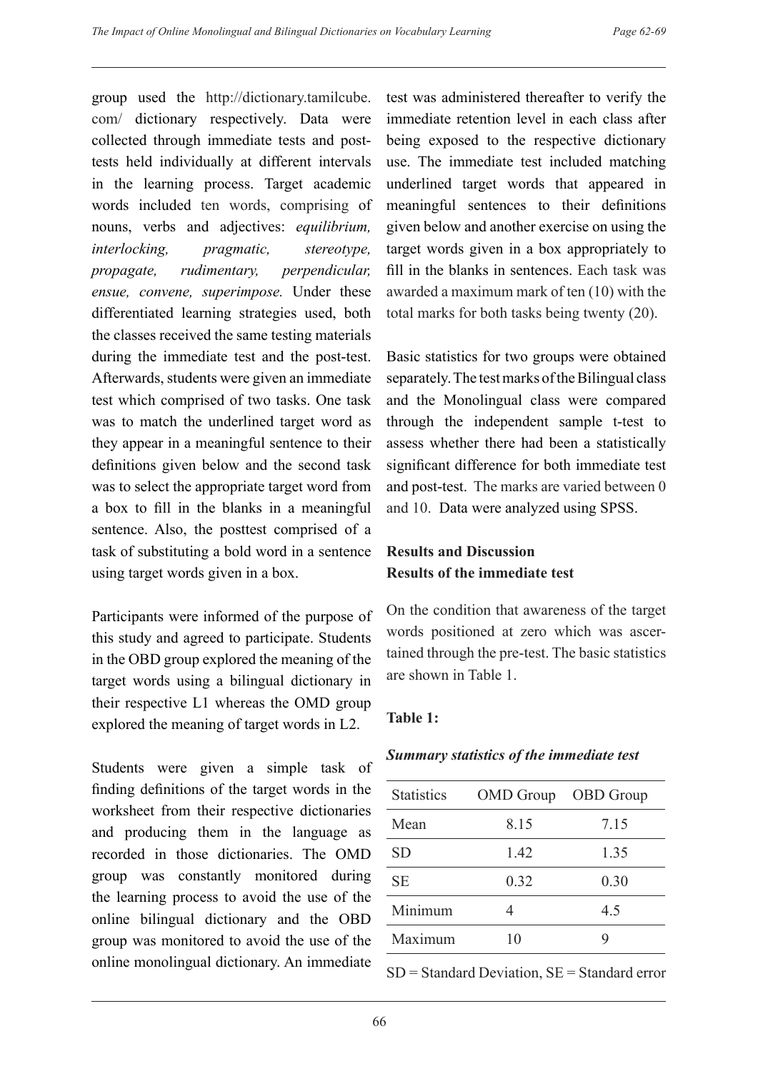group used the http://dictionary.tamilcube.com/ dictionary respectively. Data were collected through immediate tests and post-tests held individually at different intervals in the learning process. Target academic words included ten words, comprising of nouns, verbs and adjectives: *equilibrium, interlocking, pragmatic, stereotype, propagate, rudimentary, perpendicular, ensue, convene, superimpose.* Under these differentiated learning strategies used, both the classes received the same testing materials during the immediate test and the post-test. Afterwards, students were given an immediate test which comprised of two tasks. One task was to match the underlined target word as they appear in a meaningful sentence to their definitions given below and the second task was to select the appropriate target word from a box to fill in the blanks in a meaningful sentence. Also, the posttest comprised of a task of substituting a bold word in a sentence using target words given in a box.

Participants were informed of the purpose of this study and agreed to participate. Students in the OBD group explored the meaning of the target words using a bilingual dictionary in their respective L1 whereas the OMD group explored the meaning of target words in L2.

Students were given a simple task of finding definitions of the target words in the worksheet from their respective dictionaries and producing them in the language as recorded in those dictionaries. The OMD group was constantly monitored during the learning process to avoid the use of the online bilingual dictionary and the OBD group was monitored to avoid the use of the online monolingual dictionary. An immediate test was administered thereafter to verify the immediate retention level in each class after being exposed to the respective dictionary use. The immediate test included matching underlined target words that appeared in meaningful sentences to their definitions given below and another exercise on using the target words given in a box appropriately to fill in the blanks in sentences. Each task was awarded a maximum mark of ten (10) with the total marks for both tasks being twenty (20).

Basic statistics for two groups were obtained separately. The test marks of the Bilingual class and the Monolingual class were compared through the independent sample t-test to assess whether there had been a statistically significant difference for both immediate test and post-test. The marks are varied between 0 and 10. Data were analyzed using SPSS.

## Results and Discussion

### Results of the immediate test

On the condition that awareness of the target words positioned at zero which was ascertained through the pre-test. The basic statistics are shown in Table 1.

**Table 1:**

***Summary statistics of the immediate test***

| Statistics | OMD Group | OBD Group |
|---|---|---|
| Mean | 8.15 | 7.15 |
| SD | 1.42 | 1.35 |
| SE | 0.32 | 0.30 |
| Minimum | 4 | 4.5 |
| Maximum | 10 | 9 |

SD = Standard Deviation, SE = Standard error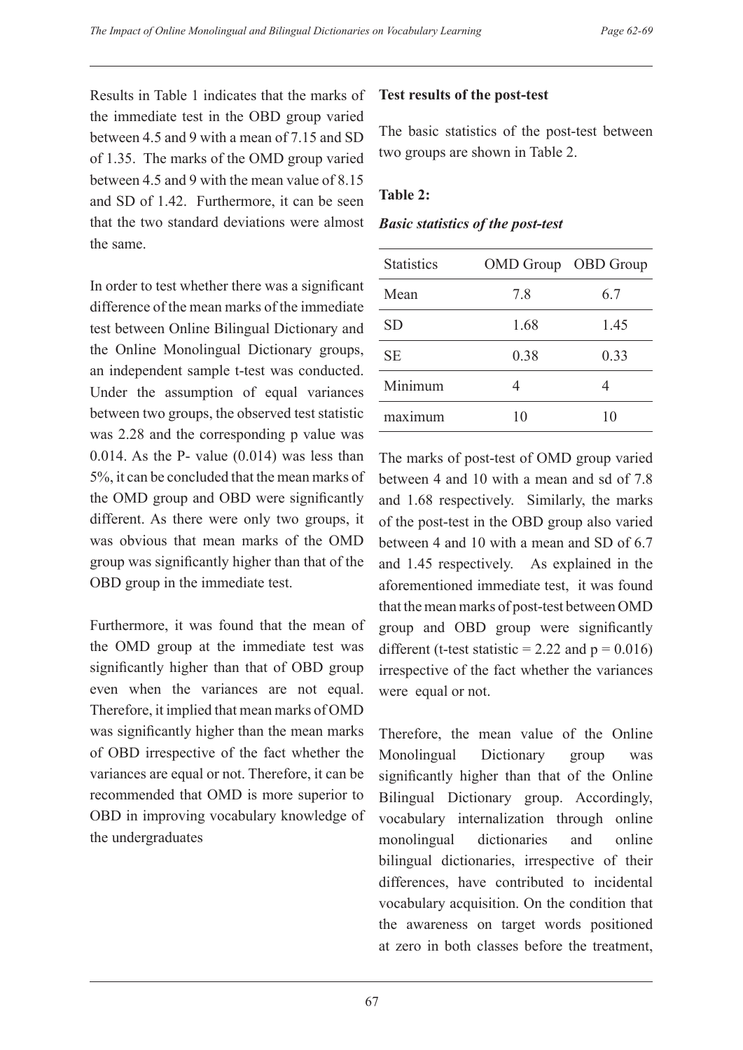Results in Table 1 indicates that the marks of the immediate test in the OBD group varied between 4.5 and 9 with a mean of 7.15 and SD of 1.35. The marks of the OMD group varied between 4.5 and 9 with the mean value of 8.15 and SD of 1.42. Furthermore, it can be seen that the two standard deviations were almost the same.

In order to test whether there was a significant difference of the mean marks of the immediate test between Online Bilingual Dictionary and the Online Monolingual Dictionary groups, an independent sample t-test was conducted. Under the assumption of equal variances between two groups, the observed test statistic was 2.28 and the corresponding p value was 0.014. As the P- value (0.014) was less than 5%, it can be concluded that the mean marks of the OMD group and OBD were significantly different. As there were only two groups, it was obvious that mean marks of the OMD group was significantly higher than that of the OBD group in the immediate test.

Furthermore, it was found that the mean of the OMD group at the immediate test was significantly higher than that of OBD group even when the variances are not equal. Therefore, it implied that mean marks of OMD was significantly higher than the mean marks of OBD irrespective of the fact whether the variances are equal or not. Therefore, it can be recommended that OMD is more superior to OBD in improving vocabulary knowledge of the undergraduates

**Test results of the post-test**

The basic statistics of the post-test between two groups are shown in Table 2.

**Table 2:**

***Basic statistics of the post-test***

| Statistics | OMD Group | OBD Group |
|---|---|---|
| Mean | 7.8 | 6.7 |
| SD | 1.68 | 1.45 |
| SE | 0.38 | 0.33 |
| Minimum | 4 | 4 |
| maximum | 10 | 10 |

The marks of post-test of OMD group varied between 4 and 10 with a mean and sd of 7.8 and 1.68 respectively. Similarly, the marks of the post-test in the OBD group also varied between 4 and 10 with a mean and SD of 6.7 and 1.45 respectively. As explained in the aforementioned immediate test, it was found that the mean marks of post-test between OMD group and OBD group were significantly different (t-test statistic = 2.22 and $p = 0.016$) irrespective of the fact whether the variances were equal or not.

Therefore, the mean value of the Online Monolingual Dictionary group was significantly higher than that of the Online Bilingual Dictionary group. Accordingly, vocabulary internalization through online monolingual dictionaries and online bilingual dictionaries, irrespective of their differences, have contributed to incidental vocabulary acquisition. On the condition that the awareness on target words positioned at zero in both classes before the treatment,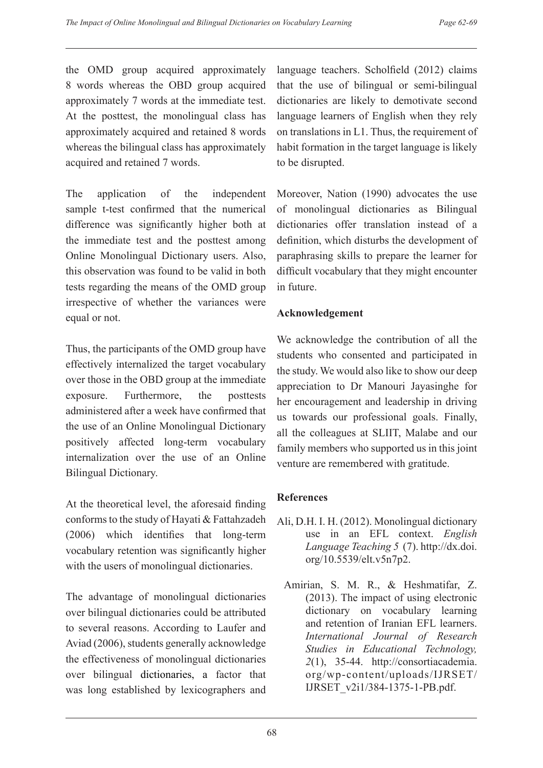the OMD group acquired approximately 8 words whereas the OBD group acquired approximately 7 words at the immediate test. At the posttest, the monolingual class has approximately acquired and retained 8 words whereas the bilingual class has approximately acquired and retained 7 words.

The application of the independent sample t-test confirmed that the numerical difference was significantly higher both at the immediate test and the posttest among Online Monolingual Dictionary users. Also, this observation was found to be valid in both tests regarding the means of the OMD group irrespective of whether the variances were equal or not.

Thus, the participants of the OMD group have effectively internalized the target vocabulary over those in the OBD group at the immediate exposure. Furthermore, the posttests administered after a week have confirmed that the use of an Online Monolingual Dictionary positively affected long-term vocabulary internalization over the use of an Online Bilingual Dictionary.

At the theoretical level, the aforesaid finding conforms to the study of Hayati & Fattahzadeh (2006) which identifies that long-term vocabulary retention was significantly higher with the users of monolingual dictionaries.

The advantage of monolingual dictionaries over bilingual dictionaries could be attributed to several reasons. According to Laufer and Aviad (2006), students generally acknowledge the effectiveness of monolingual dictionaries over bilingual dictionaries, a factor that was long established by lexicographers and language teachers. Scholfield (2012) claims that the use of bilingual or semi-bilingual dictionaries are likely to demotivate second language learners of English when they rely on translations in L1. Thus, the requirement of habit formation in the target language is likely to be disrupted.

Moreover, Nation (1990) advocates the use of monolingual dictionaries as Bilingual dictionaries offer translation instead of a definition, which disturbs the development of paraphrasing skills to prepare the learner for difficult vocabulary that they might encounter in future.

## Acknowledgement

We acknowledge the contribution of all the students who consented and participated in the study. We would also like to show our deep appreciation to Dr Manouri Jayasinghe for her encouragement and leadership in driving us towards our professional goals. Finally, all the colleagues at SLIIT, Malabe and our family members who supported us in this joint venture are remembered with gratitude.

## References

Ali, D.H. I. H. (2012). Monolingual dictionary use in an EFL context. *English Language Teaching 5* (7). http://dx.doi.org/10.5539/elt.v5n7p2.

Amirian, S. M. R., & Heshmatifar, Z. (2013). The impact of using electronic dictionary on vocabulary learning and retention of Iranian EFL learners. *International Journal of Research Studies in Educational Technology, 2*(1), 35-44. http://consortiacademia.org/wp-content/uploads/IJRSET/IJRSET_v2i1/384-1375-1-PB.pdf.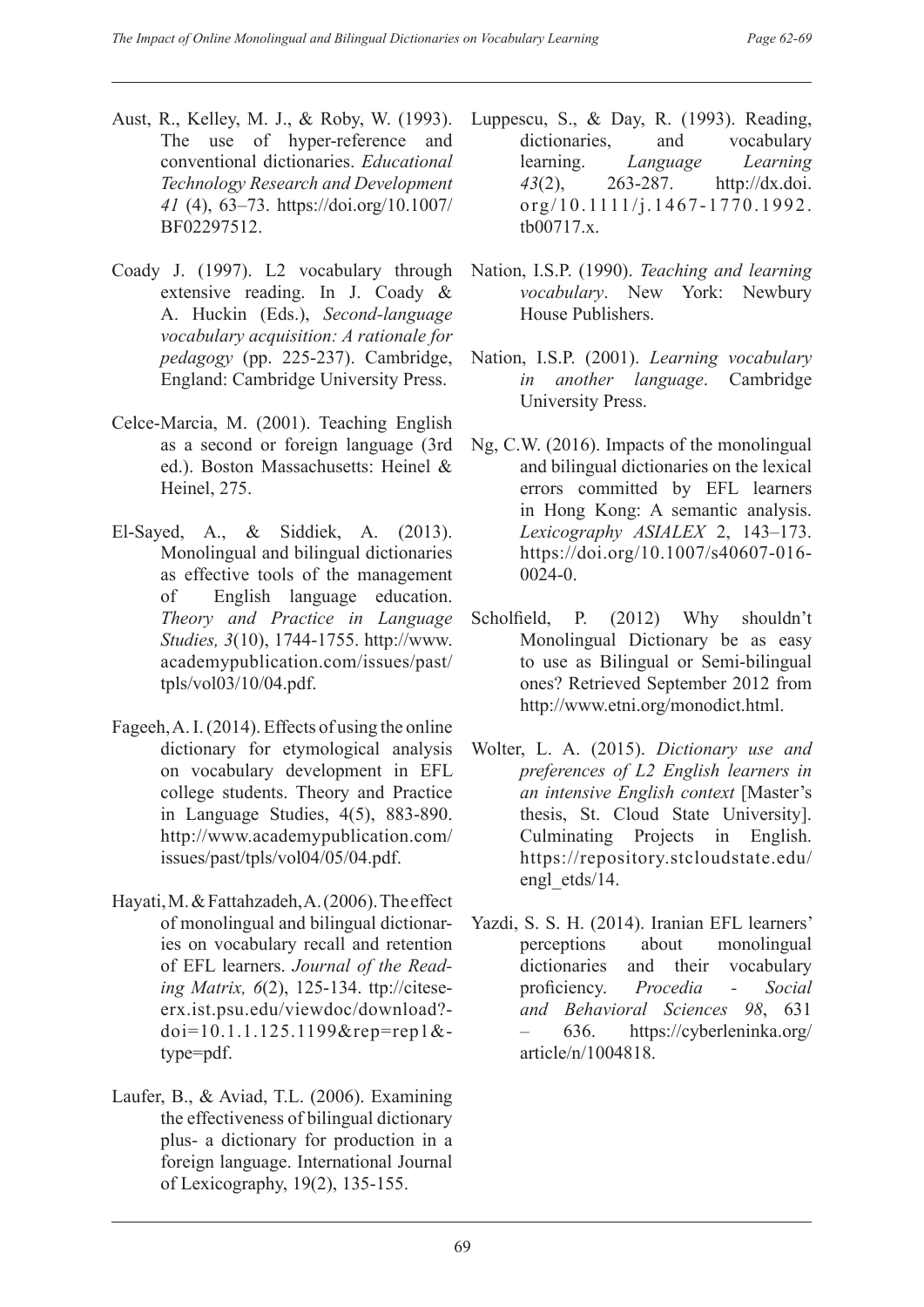Aust, R., Kelley, M. J., & Roby, W. (1993). The use of hyper-reference and conventional dictionaries. *Educational Technology Research and Development 41* (4), 63–73. https://doi.org/10.1007/BF02297512.

Coady J. (1997). L2 vocabulary through extensive reading. In J. Coady & A. Huckin (Eds.), *Second-language vocabulary acquisition: A rationale for pedagogy* (pp. 225-237). Cambridge, England: Cambridge University Press.

Celce-Marcia, M. (2001). Teaching English as a second or foreign language (3rd ed.). Boston Massachusetts: Heinel & Heinel, 275.

El-Sayed, A., & Siddiek, A. (2013). Monolingual and bilingual dictionaries as effective tools of the management of English language education. *Theory and Practice in Language Studies, 3*(10), 1744-1755. http://www.academypublication.com/issues/past/tpls/vol03/10/04.pdf.

Fageeh, A. I. (2014). Effects of using the online dictionary for etymological analysis on vocabulary development in EFL college students. Theory and Practice in Language Studies, 4(5), 883-890. http://www.academypublication.com/issues/past/tpls/vol04/05/04.pdf.

Hayati, M. & Fattahzadeh, A. (2006). The effect of monolingual and bilingual dictionaries on vocabulary recall and retention of EFL learners. *Journal of the Reading Matrix, 6*(2), 125-134. ttp://citeseerx.ist.psu.edu/viewdoc/download?doi=10.1.1.125.1199&rep=rep1&type=pdf.

Laufer, B., & Aviad, T.L. (2006). Examining the effectiveness of bilingual dictionary plus- a dictionary for production in a foreign language. International Journal of Lexicography, 19(2), 135-155.

Luppescu, S., & Day, R. (1993). Reading, dictionaries, and vocabulary learning. *Language Learning 43*(2), 263-287. http://dx.doi.org/10.1111/j.1467-1770.1992.tb00717.x.

Nation, I.S.P. (1990). *Teaching and learning vocabulary*. New York: Newbury House Publishers.

Nation, I.S.P. (2001). *Learning vocabulary in another language*. Cambridge University Press.

Ng, C.W. (2016). Impacts of the monolingual and bilingual dictionaries on the lexical errors committed by EFL learners in Hong Kong: A semantic analysis. *Lexicography ASIALEX* 2, 143–173. https://doi.org/10.1007/s40607-016-0024-0.

Scholfield, P. (2012) Why shouldn't Monolingual Dictionary be as easy to use as Bilingual or Semi-bilingual ones? Retrieved September 2012 from http://www.etni.org/monodict.html.

Wolter, L. A. (2015). *Dictionary use and preferences of L2 English learners in an intensive English context* [Master's thesis, St. Cloud State University]. Culminating Projects in English. https://repository.stcloudstate.edu/engl_etds/14.

Yazdi, S. S. H. (2014). Iranian EFL learners' perceptions about monolingual dictionaries and their vocabulary proficiency. *Procedia - Social and Behavioral Sciences 98*, 631 – 636. https://cyberleninka.org/article/n/1004818.